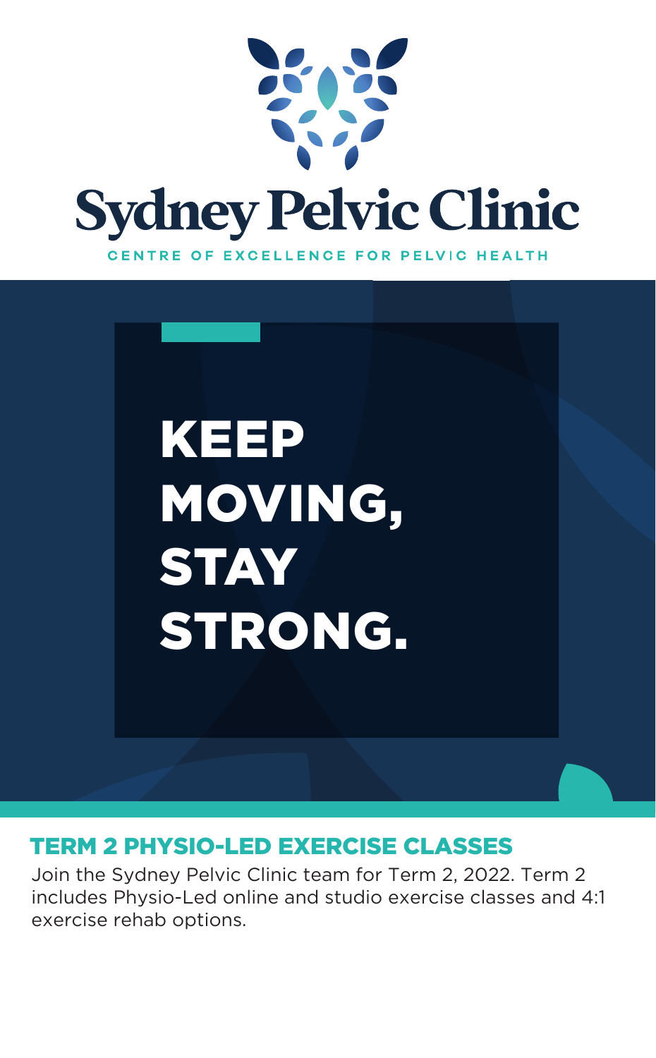# Sydney Pelvic Clinic

CENTRE OF EXCELLENCE FOR PELVIC HEALTH

# KEEP MOVING, STAY STRONG.

## TERM 2 PHYSIO-LED EXERCISE CLASSES

Join the Sydney Pelvic Clinic team for Term 2, 2022. Term 2 includes Physio-Led online and studio exercise classes and 4:1 exercise rehab options.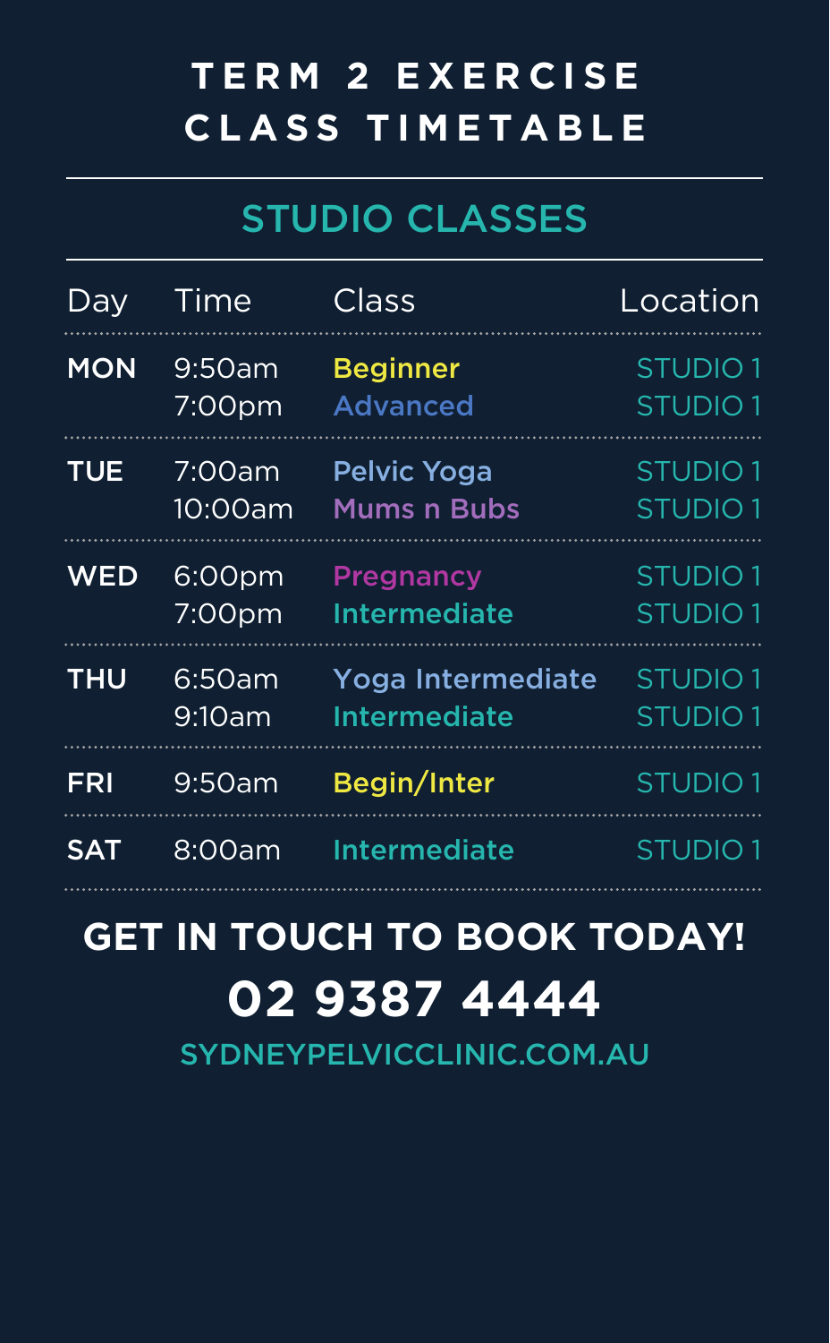# TERM 2 EXERCISE CLASS TIMETABLE

## STUDIO CLASSES

| Day | Time | Class | Location |
|---|---|---|---|
| MON | 9:50am | Beginner | STUDIO 1 |
| | 7:00pm | Advanced | STUDIO 1 |
| TUE | 7:00am | Pelvic Yoga | STUDIO 1 |
| | 10:00am | Mums n Bubs | STUDIO 1 |
| WED | 6:00pm | Pregnancy | STUDIO 1 |
| | 7:00pm | Intermediate | STUDIO 1 |
| THU | 6:50am | Yoga Intermediate | STUDIO 1 |
| | 9:10am | Intermediate | STUDIO 1 |
| FRI | 9:50am | Begin/Inter | STUDIO 1 |
| SAT | 8:00am | Intermediate | STUDIO 1 |

**GET IN TOUCH TO BOOK TODAY!**

**02 9387 4444**

SYDNEYPELVICCLINIC.COM.AU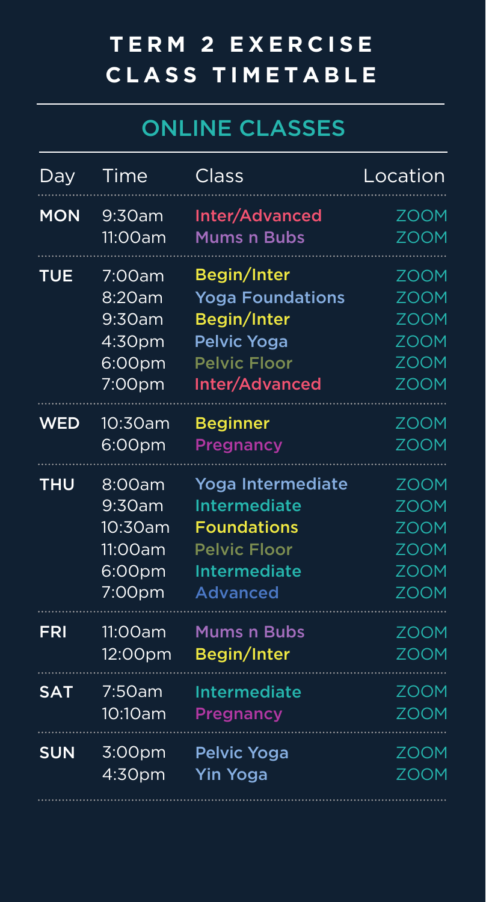# TERM 2 EXERCISE CLASS TIMETABLE

## ONLINE CLASSES

| Day | Time | Class | Location |
|---|---|---|---|
| **MON** | 9:30am | Inter/Advanced | ZOOM |
| | 11:00am | Mums n Bubs | ZOOM |
| **TUE** | 7:00am | Begin/Inter | ZOOM |
| | 8:20am | Yoga Foundations | ZOOM |
| | 9:30am | Begin/Inter | ZOOM |
| | 4:30pm | Pelvic Yoga | ZOOM |
| | 6:00pm | Pelvic Floor | ZOOM |
| | 7:00pm | Inter/Advanced | ZOOM |
| **WED** | 10:30am | Beginner | ZOOM |
| | 6:00pm | Pregnancy | ZOOM |
| **THU** | 8:00am | Yoga Intermediate | ZOOM |
| | 9:30am | Intermediate | ZOOM |
| | 10:30am | Foundations | ZOOM |
| | 11:00am | Pelvic Floor | ZOOM |
| | 6:00pm | Intermediate | ZOOM |
| | 7:00pm | Advanced | ZOOM |
| **FRI** | 11:00am | Mums n Bubs | ZOOM |
| | 12:00pm | Begin/Inter | ZOOM |
| **SAT** | 7:50am | Intermediate | ZOOM |
| | 10:10am | Pregnancy | ZOOM |
| **SUN** | 3:00pm | Pelvic Yoga | ZOOM |
| | 4:30pm | Yin Yoga | ZOOM |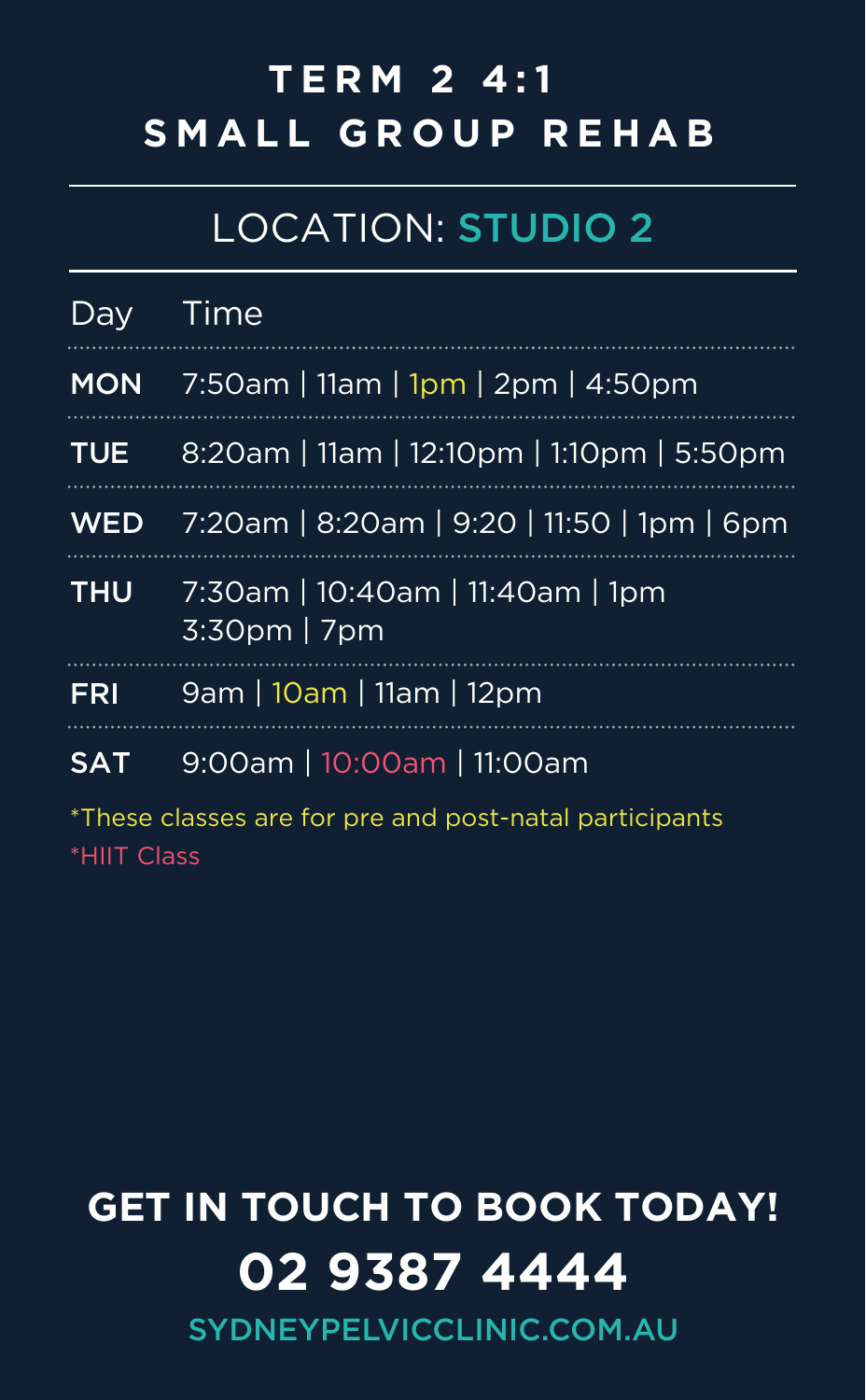# TERM 2 4:1 SMALL GROUP REHAB

## LOCATION: STUDIO 2

| Day | Time |
| --- | --- |
| **MON** | 7:50am \| 11am \| 1pm \| 2pm \| 4:50pm |
| **TUE** | 8:20am \| 11am \| 12:10pm \| 1:10pm \| 5:50pm |
| **WED** | 7:20am \| 8:20am \| 9:20 \| 11:50 \| 1pm \| 6pm |
| **THU** | 7:30am \| 10:40am \| 11:40am \| 1pm 3:30pm \| 7pm |
| **FRI** | 9am \| 10am \| 11am \| 12pm |
| **SAT** | 9:00am \| 10:00am \| 11:00am |

*These classes are for pre and post-natal participants

*HIIT Class

## GET IN TOUCH TO BOOK TODAY!

**02 9387 4444**

SYDNEYPELVICCLINIC.COM.AU